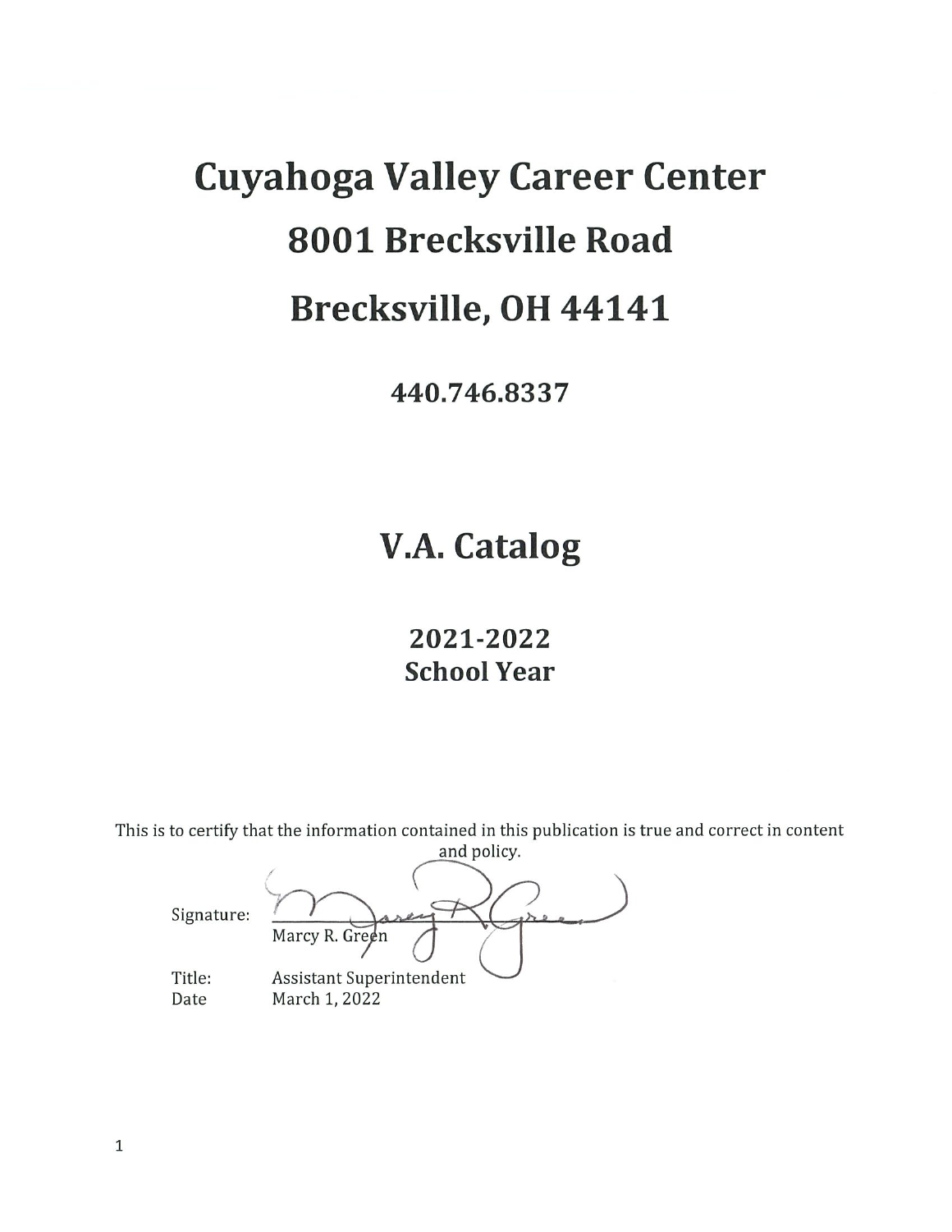# Cuyahoga Valley Career Center

# 8001 Brecksville Road

# Brecksville, OH 44141

**440.746.8337**

# V.A. Catalog

## 2021-2022
## School Year

This is to certify that the information contained in this publication is true and correct in content and policy.

Signature: Marcy R. Green

Title: Assistant Superintendent

Date March 1, 2022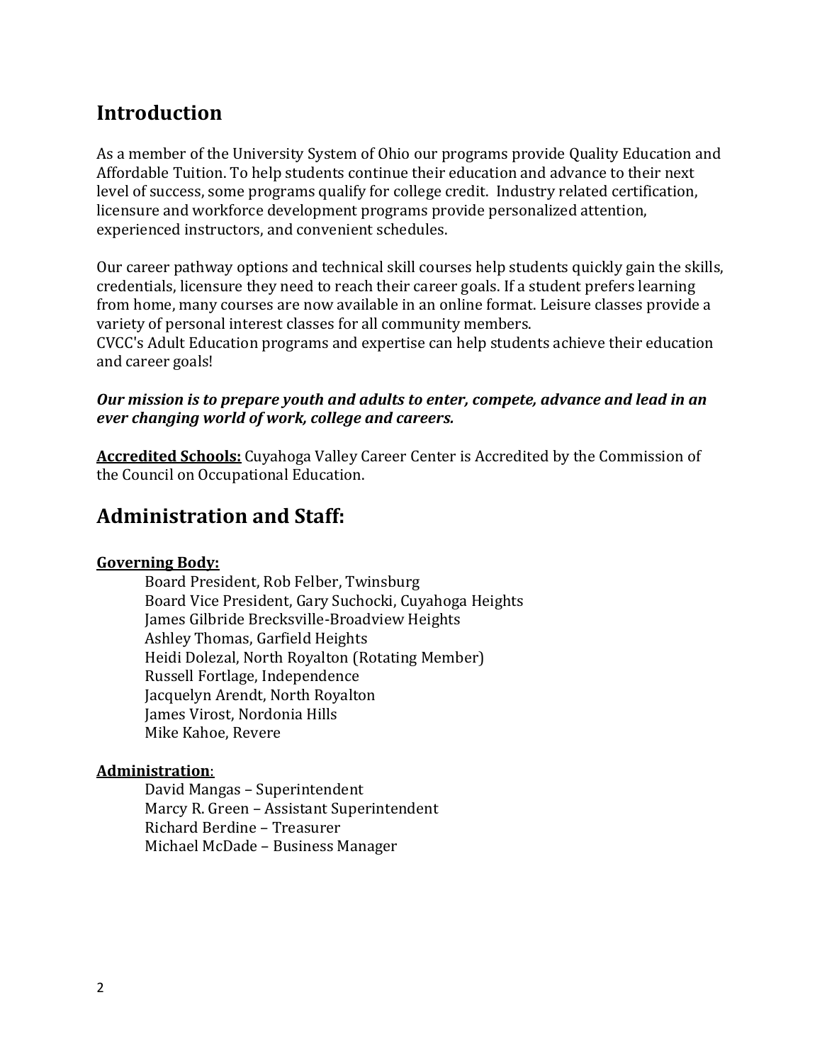## Introduction

As a member of the University System of Ohio our programs provide Quality Education and Affordable Tuition. To help students continue their education and advance to their next level of success, some programs qualify for college credit. Industry related certification, licensure and workforce development programs provide personalized attention, experienced instructors, and convenient schedules.

Our career pathway options and technical skill courses help students quickly gain the skills, credentials, licensure they need to reach their career goals. If a student prefers learning from home, many courses are now available in an online format. Leisure classes provide a variety of personal interest classes for all community members.
CVCC's Adult Education programs and expertise can help students achieve their education and career goals!

***Our mission is to prepare youth and adults to enter, compete, advance and lead in an ever changing world of work, college and careers.***

**Accredited Schools:** Cuyahoga Valley Career Center is Accredited by the Commission of the Council on Occupational Education.

## Administration and Staff:

**Governing Body:**

Board President, Rob Felber, Twinsburg
Board Vice President, Gary Suchocki, Cuyahoga Heights
James Gilbride Brecksville-Broadview Heights
Ashley Thomas, Garfield Heights
Heidi Dolezal, North Royalton (Rotating Member)
Russell Fortlage, Independence
Jacquelyn Arendt, North Royalton
James Virost, Nordonia Hills
Mike Kahoe, Revere

**Administration**:

David Mangas – Superintendent
Marcy R. Green – Assistant Superintendent
Richard Berdine – Treasurer
Michael McDade – Business Manager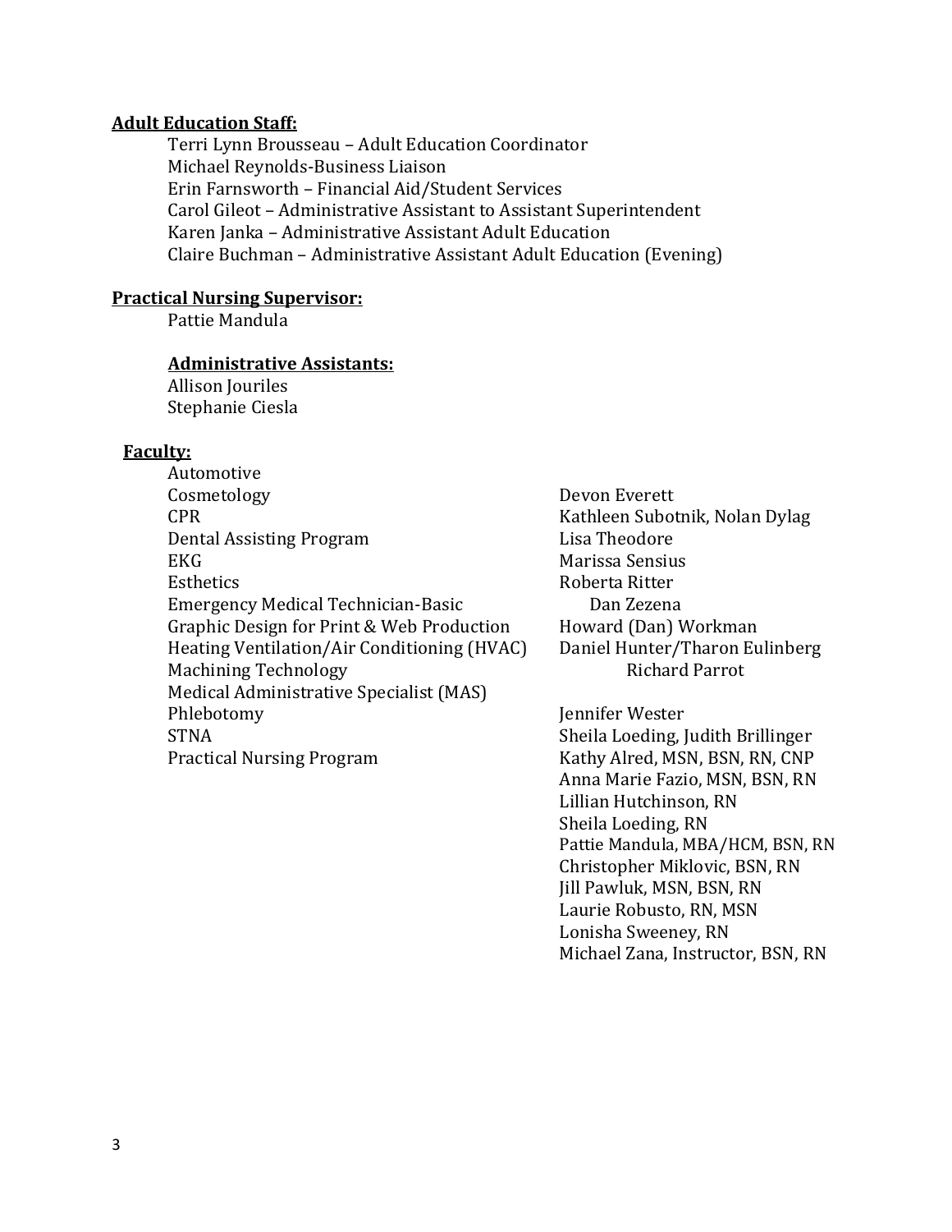**Adult Education Staff:**

Terri Lynn Brousseau – Adult Education Coordinator
Michael Reynolds-Business Liaison
Erin Farnsworth – Financial Aid/Student Services
Carol Gileot – Administrative Assistant to Assistant Superintendent
Karen Janka – Administrative Assistant Adult Education
Claire Buchman – Administrative Assistant Adult Education (Evening)

**Practical Nursing Supervisor:**

Pattie Mandula

**Administrative Assistants:**

Allison Jouriles
Stephanie Ciesla

**Faculty:**

| | |
|---|---|
| Automotive | |
| Cosmetology | Devon Everett |
| CPR | Kathleen Subotnik, Nolan Dylag |
| Dental Assisting Program | Lisa Theodore |
| EKG | Marissa Sensius |
| Esthetics | Roberta Ritter |
| Emergency Medical Technician-Basic | Dan Zezena |
| Graphic Design for Print & Web Production | Howard (Dan) Workman |
| Heating Ventilation/Air Conditioning (HVAC) | Daniel Hunter/Tharon Eulinberg |
| Machining Technology | Richard Parrot |
| Medical Administrative Specialist (MAS) | |
| Phlebotomy | Jennifer Wester |
| STNA | Sheila Loeding, Judith Brillinger |
| Practical Nursing Program | Kathy Alred, MSN, BSN, RN, CNP<br>Anna Marie Fazio, MSN, BSN, RN<br>Lillian Hutchinson, RN<br>Sheila Loeding, RN<br>Pattie Mandula, MBA/HCM, BSN, RN<br>Christopher Miklovic, BSN, RN<br>Jill Pawluk, MSN, BSN, RN<br>Laurie Robusto, RN, MSN<br>Lonisha Sweeney, RN<br>Michael Zana, Instructor, BSN, RN |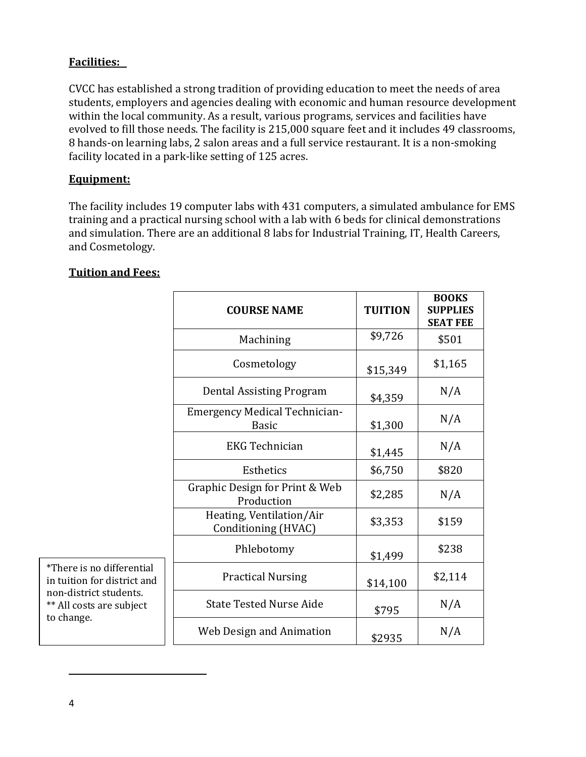**Facilities:**

CVCC has established a strong tradition of providing education to meet the needs of area students, employers and agencies dealing with economic and human resource development within the local community. As a result, various programs, services and facilities have evolved to fill those needs. The facility is 215,000 square feet and it includes 49 classrooms, 8 hands-on learning labs, 2 salon areas and a full service restaurant. It is a non-smoking facility located in a park-like setting of 125 acres.

**Equipment:**

The facility includes 19 computer labs with 431 computers, a simulated ambulance for EMS training and a practical nursing school with a lab with 6 beds for clinical demonstrations and simulation. There are an additional 8 labs for Industrial Training, IT, Health Careers, and Cosmetology.

**Tuition and Fees:**

| COURSE NAME | TUITION | BOOKS SUPPLIES SEAT FEE |
|---|---|---|
| Machining | $9,726 | $501 |
| Cosmetology | $15,349 | $1,165 |
| Dental Assisting Program | $4,359 | N/A |
| Emergency Medical Technician-Basic | $1,300 | N/A |
| EKG Technician | $1,445 | N/A |
| Esthetics | $6,750 | $820 |
| Graphic Design for Print & Web Production | $2,285 | N/A |
| Heating, Ventilation/Air Conditioning (HVAC) | $3,353 | $159 |
| Phlebotomy | $1,499 | $238 |
| Practical Nursing | $14,100 | $2,114 |
| State Tested Nurse Aide | $795 | N/A |
| Web Design and Animation | $2935 | N/A |

*There is no differential in tuition for district and non-district students.
** All costs are subject to change.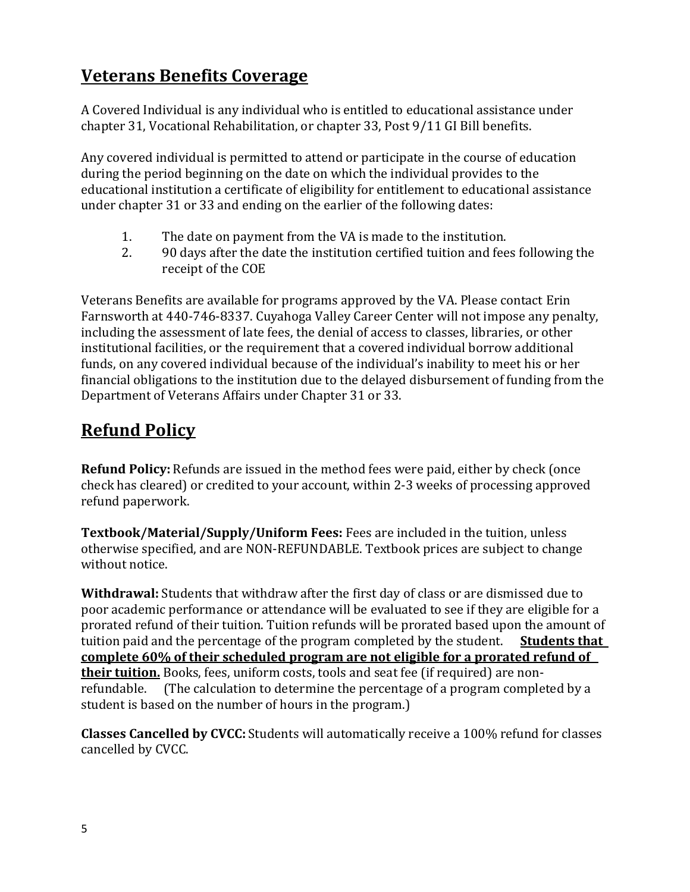## Veterans Benefits Coverage

A Covered Individual is any individual who is entitled to educational assistance under chapter 31, Vocational Rehabilitation, or chapter 33, Post 9/11 GI Bill benefits.

Any covered individual is permitted to attend or participate in the course of education during the period beginning on the date on which the individual provides to the educational institution a certificate of eligibility for entitlement to educational assistance under chapter 31 or 33 and ending on the earlier of the following dates:

1. The date on payment from the VA is made to the institution.
2. 90 days after the date the institution certified tuition and fees following the receipt of the COE

Veterans Benefits are available for programs approved by the VA. Please contact Erin Farnsworth at 440-746-8337. Cuyahoga Valley Career Center will not impose any penalty, including the assessment of late fees, the denial of access to classes, libraries, or other institutional facilities, or the requirement that a covered individual borrow additional funds, on any covered individual because of the individual's inability to meet his or her financial obligations to the institution due to the delayed disbursement of funding from the Department of Veterans Affairs under Chapter 31 or 33.

## Refund Policy

**Refund Policy:** Refunds are issued in the method fees were paid, either by check (once check has cleared) or credited to your account, within 2-3 weeks of processing approved refund paperwork.

**Textbook/Material/Supply/Uniform Fees:** Fees are included in the tuition, unless otherwise specified, and are NON-REFUNDABLE. Textbook prices are subject to change without notice.

**Withdrawal:** Students that withdraw after the first day of class or are dismissed due to poor academic performance or attendance will be evaluated to see if they are eligible for a prorated refund of their tuition. Tuition refunds will be prorated based upon the amount of tuition paid and the percentage of the program completed by the student. **Students that complete 60% of their scheduled program are not eligible for a prorated refund of their tuition.** Books, fees, uniform costs, tools and seat fee (if required) are non-refundable. (The calculation to determine the percentage of a program completed by a student is based on the number of hours in the program.)

**Classes Cancelled by CVCC:** Students will automatically receive a 100% refund for classes cancelled by CVCC.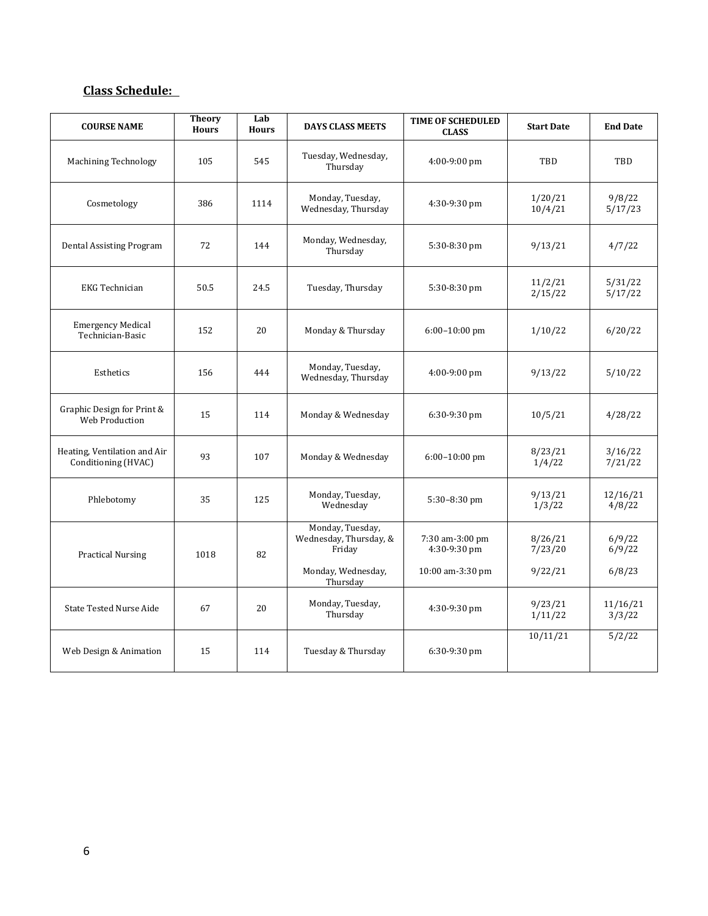## Class Schedule:

| COURSE NAME | Theory Hours | Lab Hours | DAYS CLASS MEETS | TIME OF SCHEDULED CLASS | Start Date | End Date |
|---|---|---|---|---|---|---|
| Machining Technology | 105 | 545 | Tuesday, Wednesday, Thursday | 4:00-9:00 pm | TBD | TBD |
| Cosmetology | 386 | 1114 | Monday, Tuesday, Wednesday, Thursday | 4:30-9:30 pm | 1/20/21<br>10/4/21 | 9/8/22<br>5/17/23 |
| Dental Assisting Program | 72 | 144 | Monday, Wednesday, Thursday | 5:30-8:30 pm | 9/13/21 | 4/7/22 |
| EKG Technician | 50.5 | 24.5 | Tuesday, Thursday | 5:30-8:30 pm | 11/2/21<br>2/15/22 | 5/31/22<br>5/17/22 |
| Emergency Medical Technician-Basic | 152 | 20 | Monday & Thursday | 6:00–10:00 pm | 1/10/22 | 6/20/22 |
| Esthetics | 156 | 444 | Monday, Tuesday, Wednesday, Thursday | 4:00-9:00 pm | 9/13/22 | 5/10/22 |
| Graphic Design for Print & Web Production | 15 | 114 | Monday & Wednesday | 6:30-9:30 pm | 10/5/21 | 4/28/22 |
| Heating, Ventilation and Air Conditioning (HVAC) | 93 | 107 | Monday & Wednesday | 6:00–10:00 pm | 8/23/21<br>1/4/22 | 3/16/22<br>7/21/22 |
| Phlebotomy | 35 | 125 | Monday, Tuesday, Wednesday | 5:30–8:30 pm | 9/13/21<br>1/3/22 | 12/16/21<br>4/8/22 |
| Practical Nursing | 1018 | 82 | Monday, Tuesday, Wednesday, Thursday, & Friday<br><br>Monday, Wednesday, Thursday | 7:30 am-3:00 pm<br>4:30-9:30 pm<br><br>10:00 am-3:30 pm | 8/26/21<br>7/23/20<br><br>9/22/21 | 6/9/22<br>6/9/22<br><br>6/8/23 |
| State Tested Nurse Aide | 67 | 20 | Monday, Tuesday, Thursday | 4:30-9:30 pm | 9/23/21<br>1/11/22 | 11/16/21<br>3/3/22 |
| Web Design & Animation | 15 | 114 | Tuesday & Thursday | 6:30-9:30 pm | 10/11/21 | 5/2/22 |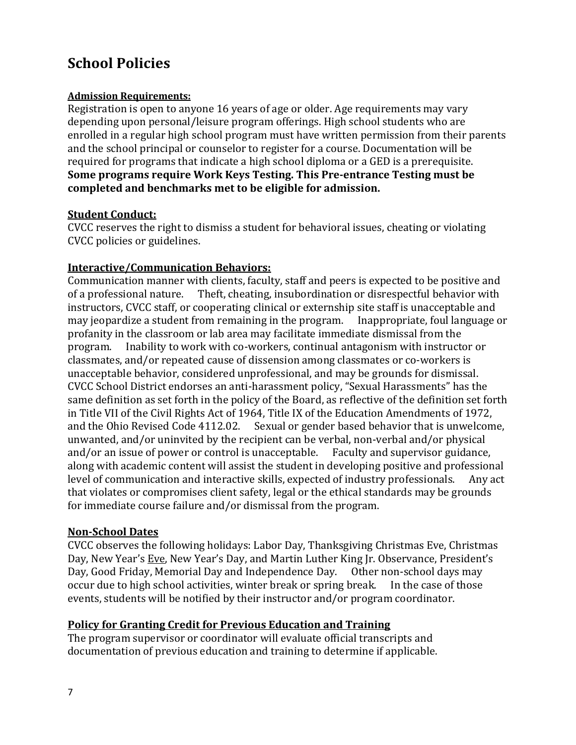# School Policies

**Admission Requirements:**

Registration is open to anyone 16 years of age or older. Age requirements may vary depending upon personal/leisure program offerings. High school students who are enrolled in a regular high school program must have written permission from their parents and the school principal or counselor to register for a course. Documentation will be required for programs that indicate a high school diploma or a GED is a prerequisite. **Some programs require Work Keys Testing. This Pre-entrance Testing must be completed and benchmarks met to be eligible for admission.**

**Student Conduct:**

CVCC reserves the right to dismiss a student for behavioral issues, cheating or violating CVCC policies or guidelines.

**Interactive/Communication Behaviors:**

Communication manner with clients, faculty, staff and peers is expected to be positive and of a professional nature. Theft, cheating, insubordination or disrespectful behavior with instructors, CVCC staff, or cooperating clinical or externship site staff is unacceptable and may jeopardize a student from remaining in the program. Inappropriate, foul language or profanity in the classroom or lab area may facilitate immediate dismissal from the program. Inability to work with co-workers, continual antagonism with instructor or classmates, and/or repeated cause of dissension among classmates or co-workers is unacceptable behavior, considered unprofessional, and may be grounds for dismissal. CVCC School District endorses an anti-harassment policy, "Sexual Harassments" has the same definition as set forth in the policy of the Board, as reflective of the definition set forth in Title VII of the Civil Rights Act of 1964, Title IX of the Education Amendments of 1972, and the Ohio Revised Code 4112.02. Sexual or gender based behavior that is unwelcome, unwanted, and/or uninvited by the recipient can be verbal, non-verbal and/or physical and/or an issue of power or control is unacceptable. Faculty and supervisor guidance, along with academic content will assist the student in developing positive and professional level of communication and interactive skills, expected of industry professionals. Any act that violates or compromises client safety, legal or the ethical standards may be grounds for immediate course failure and/or dismissal from the program.

**Non-School Dates**

CVCC observes the following holidays: Labor Day, Thanksgiving Christmas Eve, Christmas Day, New Year's Eve, New Year's Day, and Martin Luther King Jr. Observance, President's Day, Good Friday, Memorial Day and Independence Day. Other non-school days may occur due to high school activities, winter break or spring break. In the case of those events, students will be notified by their instructor and/or program coordinator.

**Policy for Granting Credit for Previous Education and Training**

The program supervisor or coordinator will evaluate official transcripts and documentation of previous education and training to determine if applicable.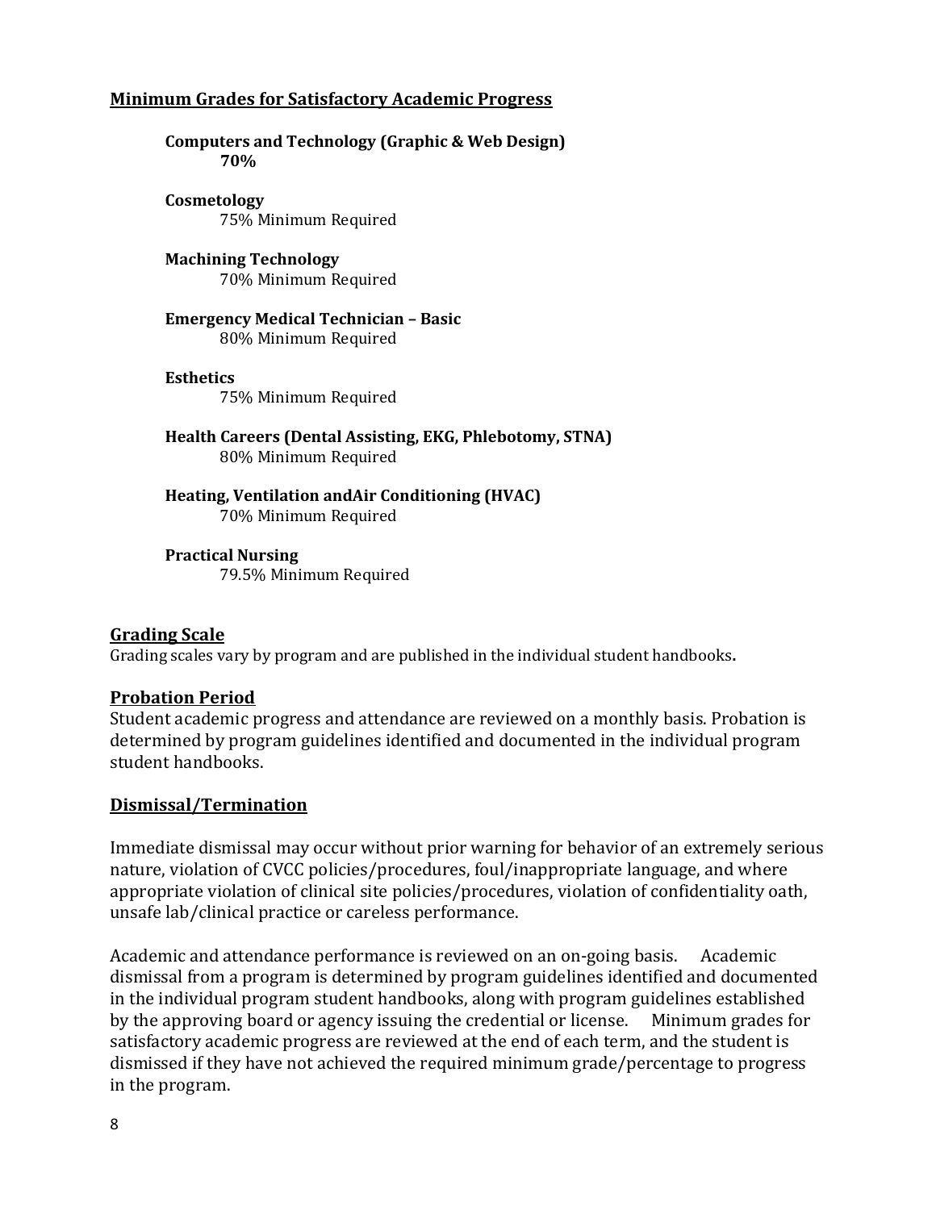## Minimum Grades for Satisfactory Academic Progress

**Computers and Technology (Graphic & Web Design)**
**70%**

**Cosmetology**
75% Minimum Required

**Machining Technology**
70% Minimum Required

**Emergency Medical Technician – Basic**
80% Minimum Required

**Esthetics**
75% Minimum Required

**Health Careers (Dental Assisting, EKG, Phlebotomy, STNA)**
80% Minimum Required

**Heating, Ventilation andAir Conditioning (HVAC)**
70% Minimum Required

**Practical Nursing**
79.5% Minimum Required

## Grading Scale

Grading scales vary by program and are published in the individual student handbooks**.**

## Probation Period

Student academic progress and attendance are reviewed on a monthly basis. Probation is determined by program guidelines identified and documented in the individual program student handbooks.

## Dismissal/Termination

Immediate dismissal may occur without prior warning for behavior of an extremely serious nature, violation of CVCC policies/procedures, foul/inappropriate language, and where appropriate violation of clinical site policies/procedures, violation of confidentiality oath, unsafe lab/clinical practice or careless performance.

Academic and attendance performance is reviewed on an on-going basis. Academic dismissal from a program is determined by program guidelines identified and documented in the individual program student handbooks, along with program guidelines established by the approving board or agency issuing the credential or license. Minimum grades for satisfactory academic progress are reviewed at the end of each term, and the student is dismissed if they have not achieved the required minimum grade/percentage to progress in the program.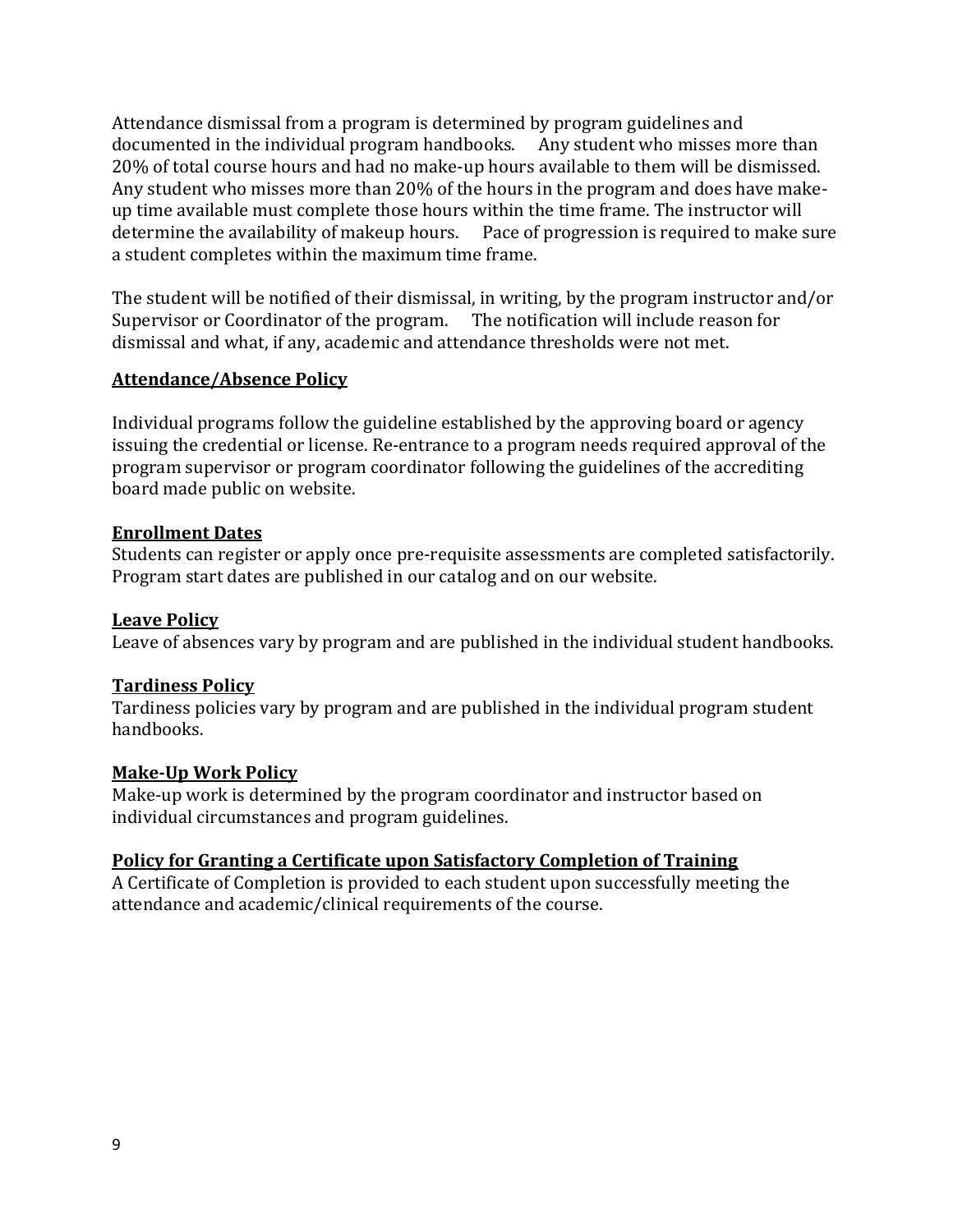Attendance dismissal from a program is determined by program guidelines and documented in the individual program handbooks. Any student who misses more than 20% of total course hours and had no make-up hours available to them will be dismissed. Any student who misses more than 20% of the hours in the program and does have make-up time available must complete those hours within the time frame. The instructor will determine the availability of makeup hours. Pace of progression is required to make sure a student completes within the maximum time frame.

The student will be notified of their dismissal, in writing, by the program instructor and/or Supervisor or Coordinator of the program. The notification will include reason for dismissal and what, if any, academic and attendance thresholds were not met.

## Attendance/Absence Policy

Individual programs follow the guideline established by the approving board or agency issuing the credential or license. Re-entrance to a program needs required approval of the program supervisor or program coordinator following the guidelines of the accrediting board made public on website.

## Enrollment Dates

Students can register or apply once pre-requisite assessments are completed satisfactorily. Program start dates are published in our catalog and on our website.

## Leave Policy

Leave of absences vary by program and are published in the individual student handbooks.

## Tardiness Policy

Tardiness policies vary by program and are published in the individual program student handbooks.

## Make-Up Work Policy

Make-up work is determined by the program coordinator and instructor based on individual circumstances and program guidelines.

## Policy for Granting a Certificate upon Satisfactory Completion of Training

A Certificate of Completion is provided to each student upon successfully meeting the attendance and academic/clinical requirements of the course.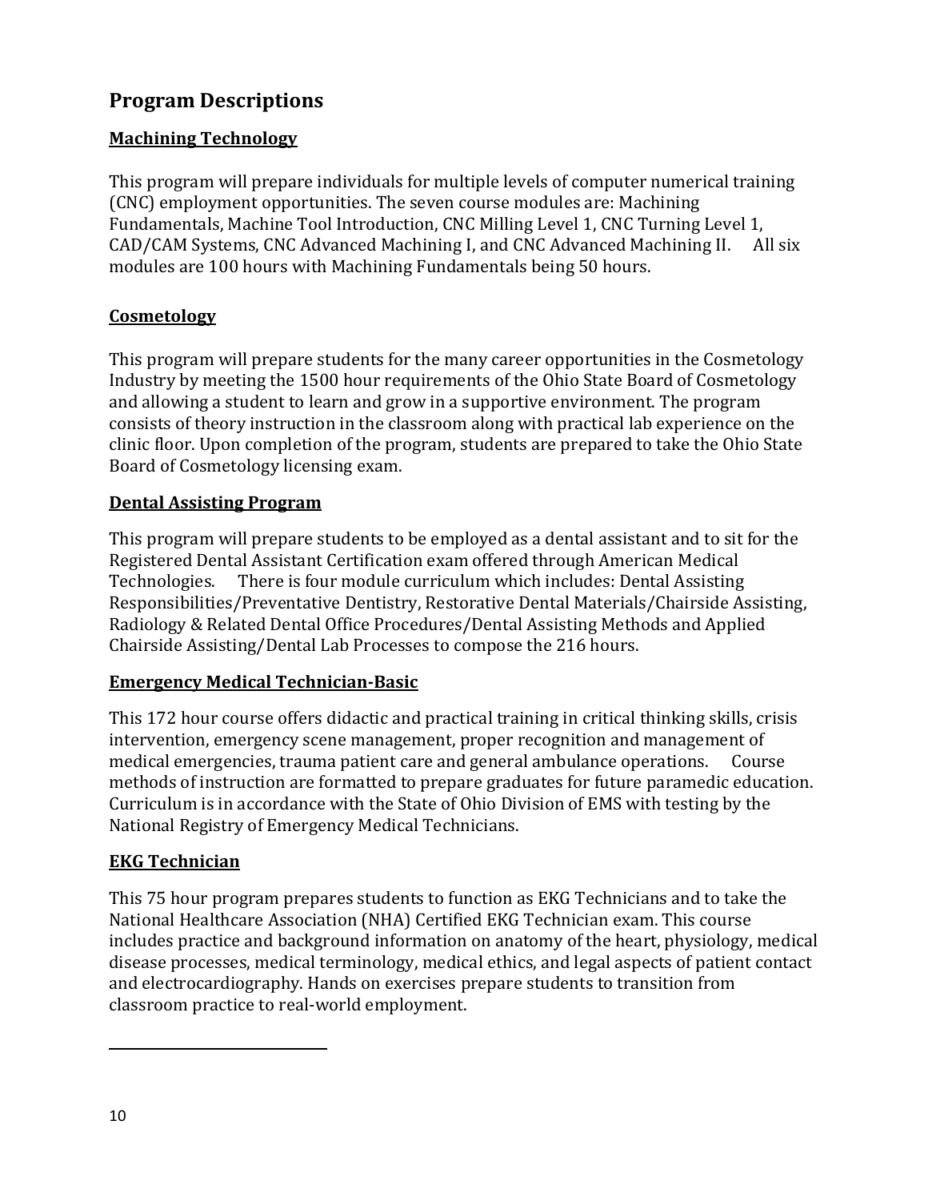## Program Descriptions

### Machining Technology

This program will prepare individuals for multiple levels of computer numerical training (CNC) employment opportunities. The seven course modules are: Machining Fundamentals, Machine Tool Introduction, CNC Milling Level 1, CNC Turning Level 1, CAD/CAM Systems, CNC Advanced Machining I, and CNC Advanced Machining II. All six modules are 100 hours with Machining Fundamentals being 50 hours.

### Cosmetology

This program will prepare students for the many career opportunities in the Cosmetology Industry by meeting the 1500 hour requirements of the Ohio State Board of Cosmetology and allowing a student to learn and grow in a supportive environment. The program consists of theory instruction in the classroom along with practical lab experience on the clinic floor. Upon completion of the program, students are prepared to take the Ohio State Board of Cosmetology licensing exam.

### Dental Assisting Program

This program will prepare students to be employed as a dental assistant and to sit for the Registered Dental Assistant Certification exam offered through American Medical Technologies. There is four module curriculum which includes: Dental Assisting Responsibilities/Preventative Dentistry, Restorative Dental Materials/Chairside Assisting, Radiology & Related Dental Office Procedures/Dental Assisting Methods and Applied Chairside Assisting/Dental Lab Processes to compose the 216 hours.

### Emergency Medical Technician-Basic

This 172 hour course offers didactic and practical training in critical thinking skills, crisis intervention, emergency scene management, proper recognition and management of medical emergencies, trauma patient care and general ambulance operations. Course methods of instruction are formatted to prepare graduates for future paramedic education. Curriculum is in accordance with the State of Ohio Division of EMS with testing by the National Registry of Emergency Medical Technicians.

### EKG Technician

This 75 hour program prepares students to function as EKG Technicians and to take the National Healthcare Association (NHA) Certified EKG Technician exam. This course includes practice and background information on anatomy of the heart, physiology, medical disease processes, medical terminology, medical ethics, and legal aspects of patient contact and electrocardiography. Hands on exercises prepare students to transition from classroom practice to real-world employment.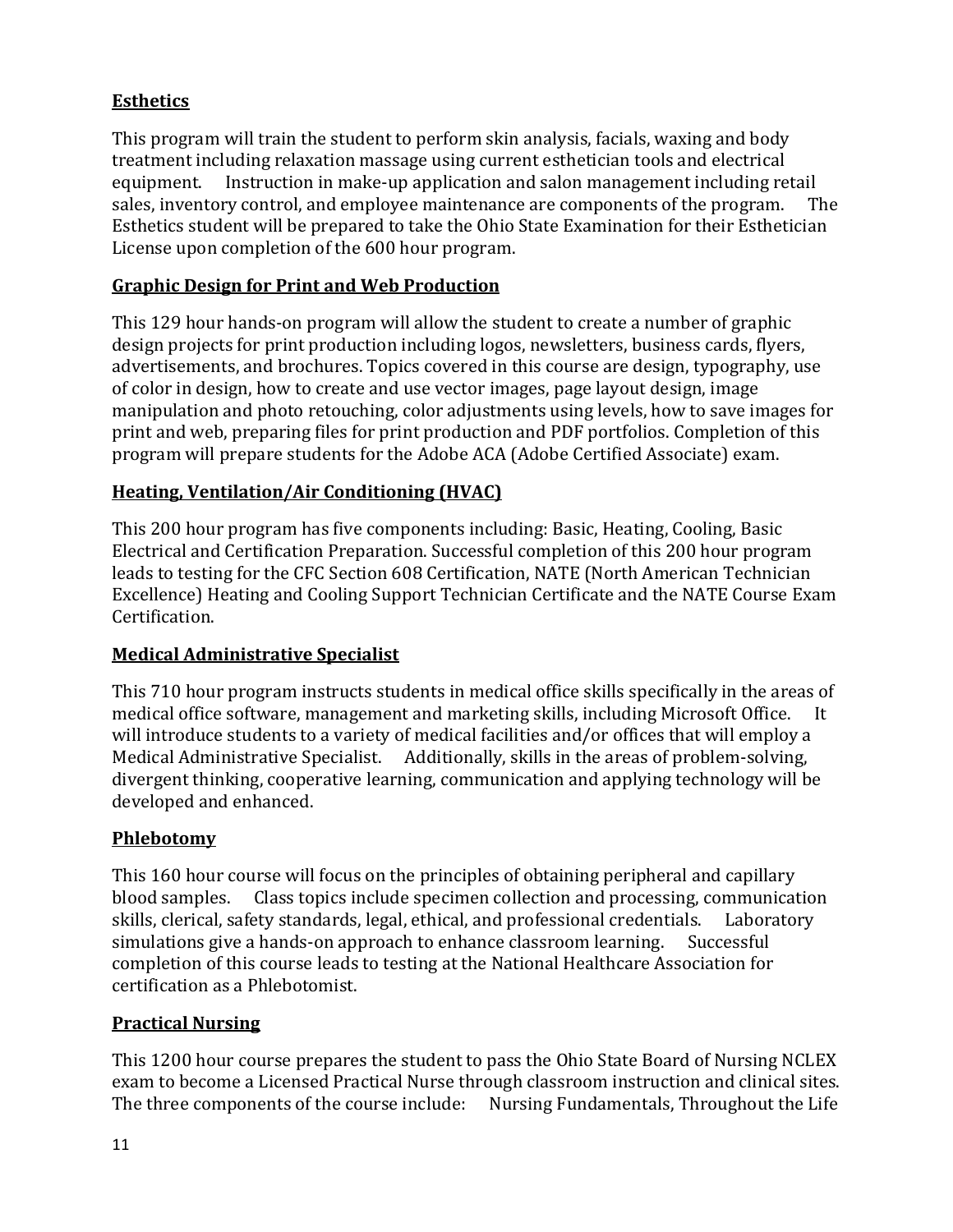**Esthetics**

This program will train the student to perform skin analysis, facials, waxing and body treatment including relaxation massage using current esthetician tools and electrical equipment. Instruction in make-up application and salon management including retail sales, inventory control, and employee maintenance are components of the program. The Esthetics student will be prepared to take the Ohio State Examination for their Esthetician License upon completion of the 600 hour program.

**Graphic Design for Print and Web Production**

This 129 hour hands-on program will allow the student to create a number of graphic design projects for print production including logos, newsletters, business cards, flyers, advertisements, and brochures. Topics covered in this course are design, typography, use of color in design, how to create and use vector images, page layout design, image manipulation and photo retouching, color adjustments using levels, how to save images for print and web, preparing files for print production and PDF portfolios. Completion of this program will prepare students for the Adobe ACA (Adobe Certified Associate) exam.

**Heating, Ventilation/Air Conditioning (HVAC)**

This 200 hour program has five components including: Basic, Heating, Cooling, Basic Electrical and Certification Preparation. Successful completion of this 200 hour program leads to testing for the CFC Section 608 Certification, NATE (North American Technician Excellence) Heating and Cooling Support Technician Certificate and the NATE Course Exam Certification.

**Medical Administrative Specialist**

This 710 hour program instructs students in medical office skills specifically in the areas of medical office software, management and marketing skills, including Microsoft Office. It will introduce students to a variety of medical facilities and/or offices that will employ a Medical Administrative Specialist. Additionally, skills in the areas of problem-solving, divergent thinking, cooperative learning, communication and applying technology will be developed and enhanced.

**Phlebotomy**

This 160 hour course will focus on the principles of obtaining peripheral and capillary blood samples. Class topics include specimen collection and processing, communication skills, clerical, safety standards, legal, ethical, and professional credentials. Laboratory simulations give a hands-on approach to enhance classroom learning. Successful completion of this course leads to testing at the National Healthcare Association for certification as a Phlebotomist.

**Practical Nursing**

This 1200 hour course prepares the student to pass the Ohio State Board of Nursing NCLEX exam to become a Licensed Practical Nurse through classroom instruction and clinical sites. The three components of the course include: Nursing Fundamentals, Throughout the Life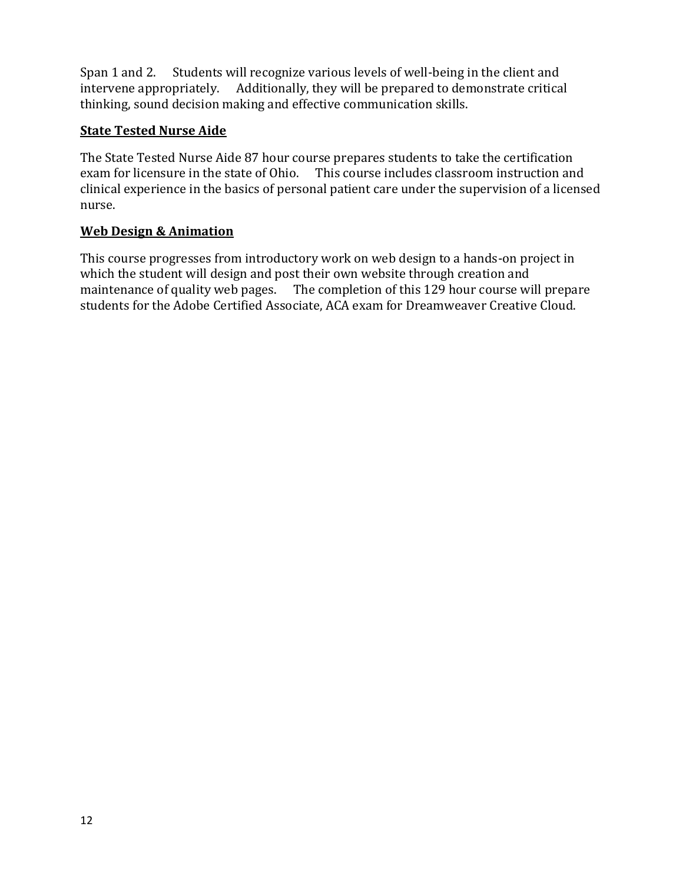Span 1 and 2. Students will recognize various levels of well-being in the client and intervene appropriately. Additionally, they will be prepared to demonstrate critical thinking, sound decision making and effective communication skills.

**State Tested Nurse Aide**

The State Tested Nurse Aide 87 hour course prepares students to take the certification exam for licensure in the state of Ohio. This course includes classroom instruction and clinical experience in the basics of personal patient care under the supervision of a licensed nurse.

**Web Design & Animation**

This course progresses from introductory work on web design to a hands-on project in which the student will design and post their own website through creation and maintenance of quality web pages. The completion of this 129 hour course will prepare students for the Adobe Certified Associate, ACA exam for Dreamweaver Creative Cloud.